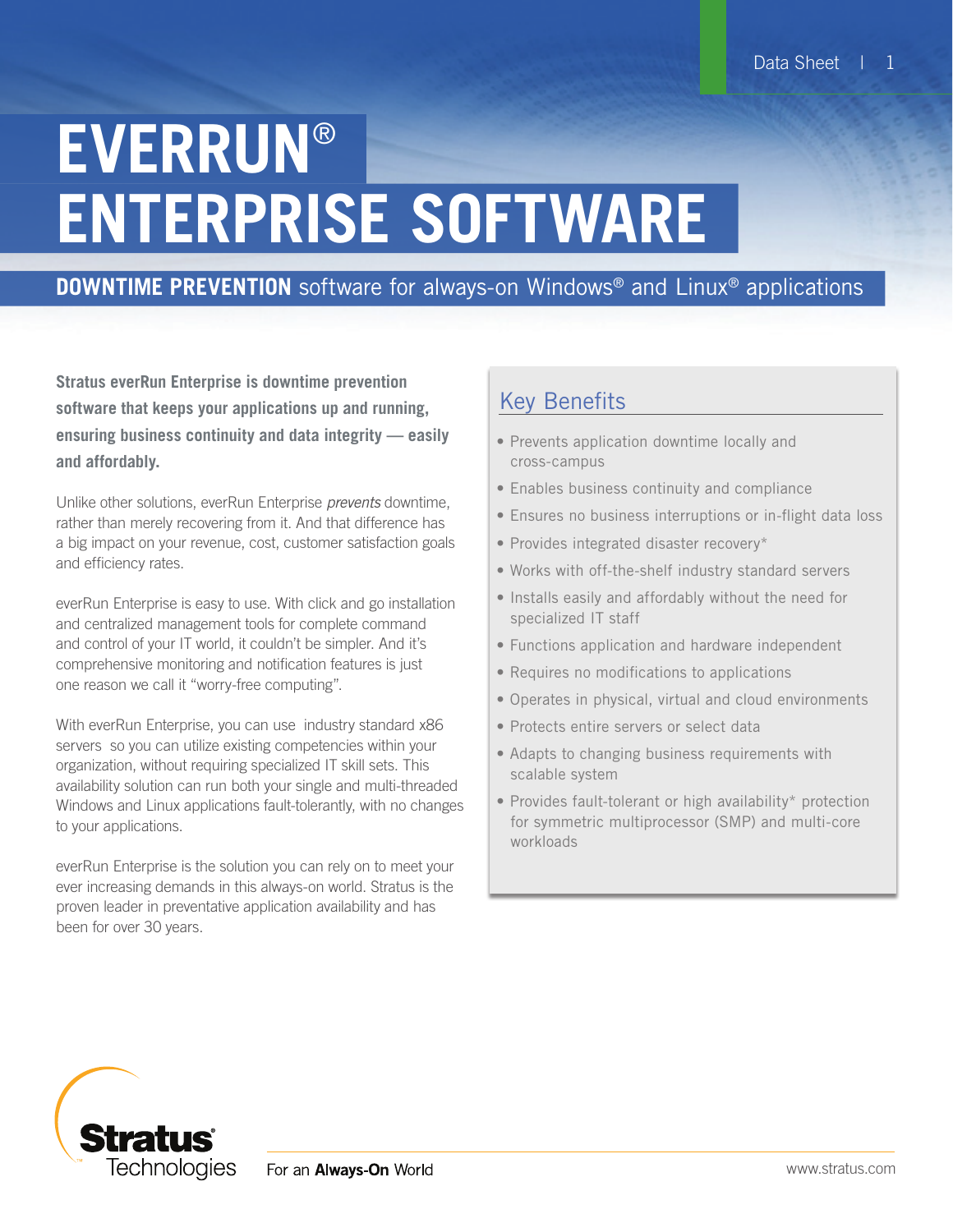# EVERRUN® ENTERPRISE SOFTWARE

**DOWNTIME PREVENTION** software for always-on Windows® and Linux® applications

**Stratus everRun Enterprise is downtime prevention software that keeps your applications up and running, ensuring business continuity and data integrity — easily and affordably.**

Unlike other solutions, everRun Enterprise *prevents* downtime, rather than merely recovering from it. And that difference has a big impact on your revenue, cost, customer satisfaction goals and efficiency rates.

everRun Enterprise is easy to use. With click and go installation and centralized management tools for complete command and control of your IT world, it couldn't be simpler. And it's comprehensive monitoring and notification features is just one reason we call it "worry-free computing".

With everRun Enterprise, you can use industry standard x86 servers so you can utilize existing competencies within your organization, without requiring specialized IT skill sets. This availability solution can run both your single and multi-threaded Windows and Linux applications fault-tolerantly, with no changes to your applications.

everRun Enterprise is the solution you can rely on to meet your ever increasing demands in this always-on world. Stratus is the proven leader in preventative application availability and has been for over 30 years.

## Key Benefits

- Prevents application downtime locally and cross-campus
- Enables business continuity and compliance
- Ensures no business interruptions or in-flight data loss
- Provides integrated disaster recovery*
- Works with off-the-shelf industry standard servers
- Installs easily and affordably without the need for specialized IT staff
- Functions application and hardware independent
- Requires no modifications to applications
- Operates in physical, virtual and cloud environments
- Protects entire servers or select data
- Adapts to changing business requirements with scalable system
- Provides fault-tolerant or high availability* protection for symmetric multiprocessor (SMP) and multi-core workloads

Stratus Technologies

For an **Always-On** World

www.stratus.com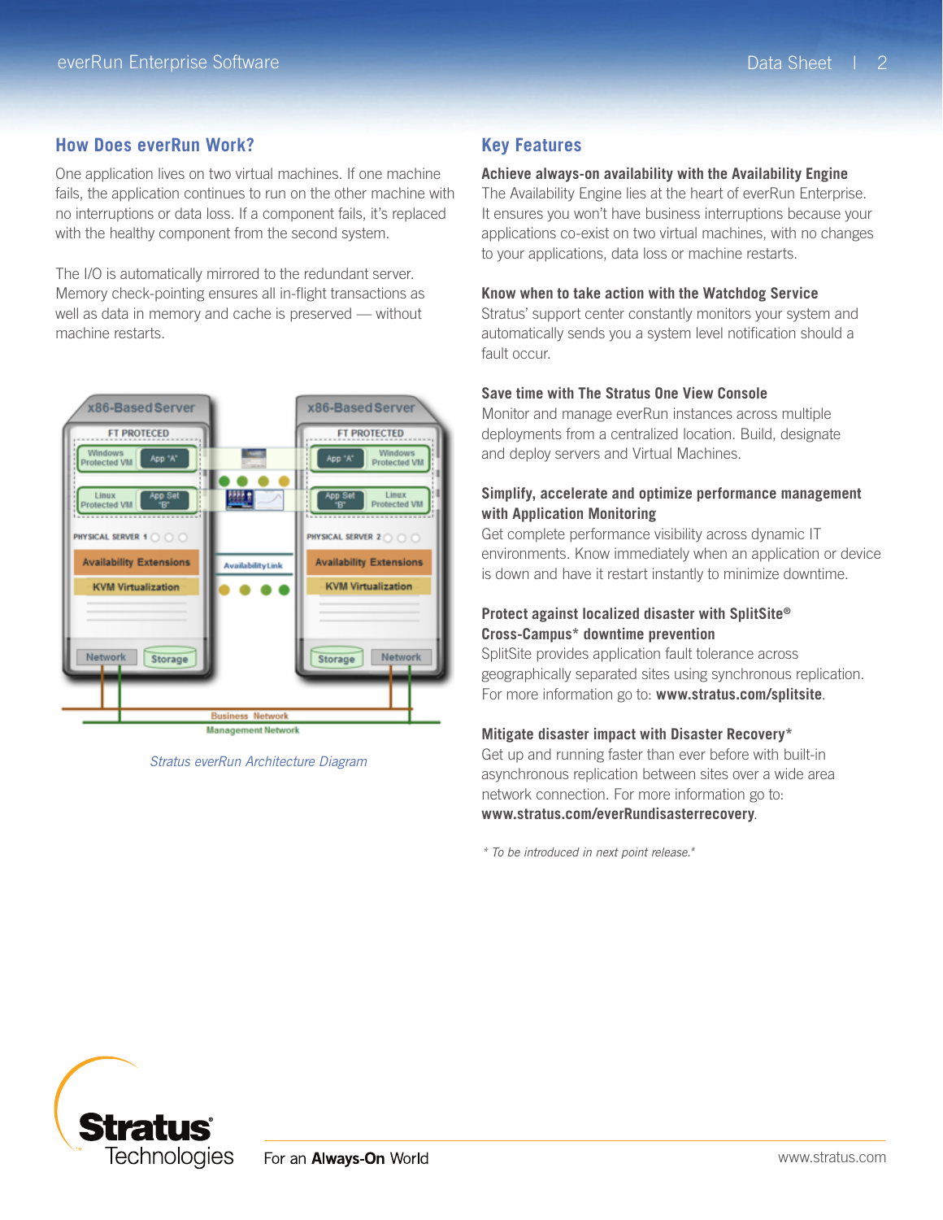## How Does everRun Work?

One application lives on two virtual machines. If one machine fails, the application continues to run on the other machine with no interruptions or data loss. If a component fails, it's replaced with the healthy component from the second system.

The I/O is automatically mirrored to the redundant server. Memory check-pointing ensures all in-flight transactions as well as data in memory and cache is preserved — without machine restarts.

*Stratus everRun Architecture Diagram*

## Key Features

**Achieve always-on availability with the Availability Engine**
The Availability Engine lies at the heart of everRun Enterprise. It ensures you won't have business interruptions because your applications co-exist on two virtual machines, with no changes to your applications, data loss or machine restarts.

**Know when to take action with the Watchdog Service**
Stratus' support center constantly monitors your system and automatically sends you a system level notification should a fault occur.

**Save time with The Stratus One View Console**
Monitor and manage everRun instances across multiple deployments from a centralized location. Build, designate and deploy servers and Virtual Machines.

**Simplify, accelerate and optimize performance management with Application Monitoring**
Get complete performance visibility across dynamic IT environments. Know immediately when an application or device is down and have it restart instantly to minimize downtime.

**Protect against localized disaster with SplitSite® Cross-Campus* downtime prevention**
SplitSite provides application fault tolerance across geographically separated sites using synchronous replication. For more information go to: **www.stratus.com/splitsite**.

**Mitigate disaster impact with Disaster Recovery***
Get up and running faster than ever before with built-in asynchronous replication between sites over a wide area network connection. For more information go to: **www.stratus.com/everRundisasterrecovery**.

*\* To be introduced in next point release."*

For an **Always-On** World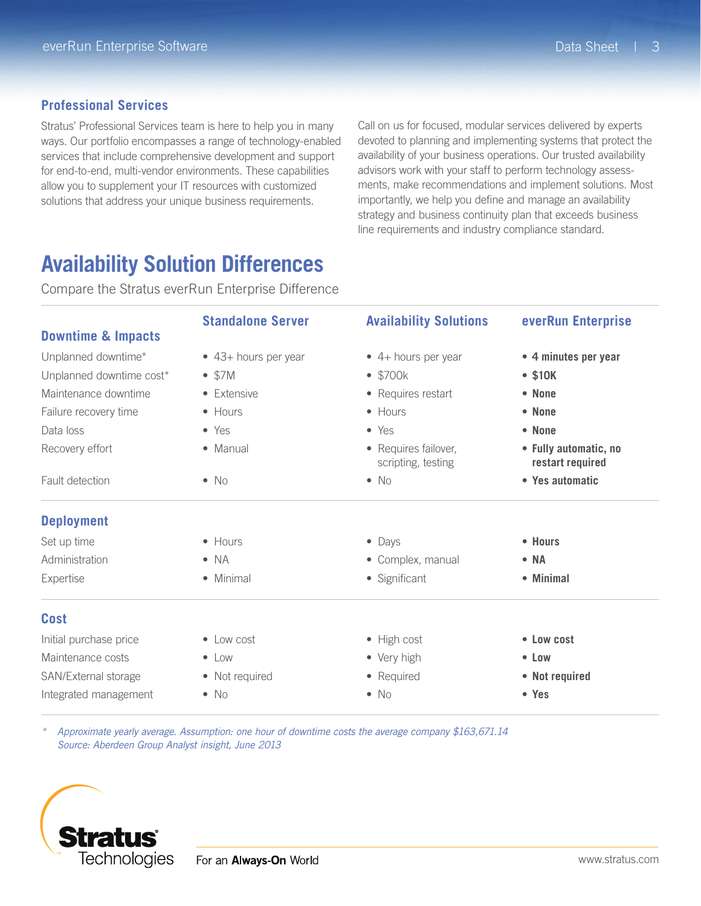## Professional Services

Stratus' Professional Services team is here to help you in many ways. Our portfolio encompasses a range of technology-enabled services that include comprehensive development and support for end-to-end, multi-vendor environments. These capabilities allow you to supplement your IT resources with customized solutions that address your unique business requirements.

Call on us for focused, modular services delivered by experts devoted to planning and implementing systems that protect the availability of your business operations. Our trusted availability advisors work with your staff to perform technology assessments, make recommendations and implement solutions. Most importantly, we help you define and manage an availability strategy and business continuity plan that exceeds business line requirements and industry compliance standard.

# Availability Solution Differences

Compare the Stratus everRun Enterprise Difference

| | Standalone Server | Availability Solutions | everRun Enterprise |
|---|---|---|---|
| **Downtime & Impacts** | | | |
| Unplanned downtime* | 43+ hours per year | 4+ hours per year | **4 minutes per year** |
| Unplanned downtime cost* | $7M | $700k | **$10K** |
| Maintenance downtime | Extensive | Requires restart | **None** |
| Failure recovery time | Hours | Hours | **None** |
| Data loss | Yes | Yes | **None** |
| Recovery effort | Manual | Requires failover, scripting, testing | **Fully automatic, no restart required** |
| Fault detection | No | No | **Yes automatic** |
| **Deployment** | | | |
| Set up time | Hours | Days | **Hours** |
| Administration | NA | Complex, manual | **NA** |
| Expertise | Minimal | Significant | **Minimal** |
| **Cost** | | | |
| Initial purchase price | Low cost | High cost | **Low cost** |
| Maintenance costs | Low | Very high | **Low** |
| SAN/External storage | Not required | Required | **Not required** |
| Integrated management | No | No | **Yes** |

*\* Approximate yearly average. Assumption: one hour of downtime costs the average company $163,671.14*
*Source: Aberdeen Group Analyst insight, June 2013*

Stratus Technologies

For an **Always-On** World

www.stratus.com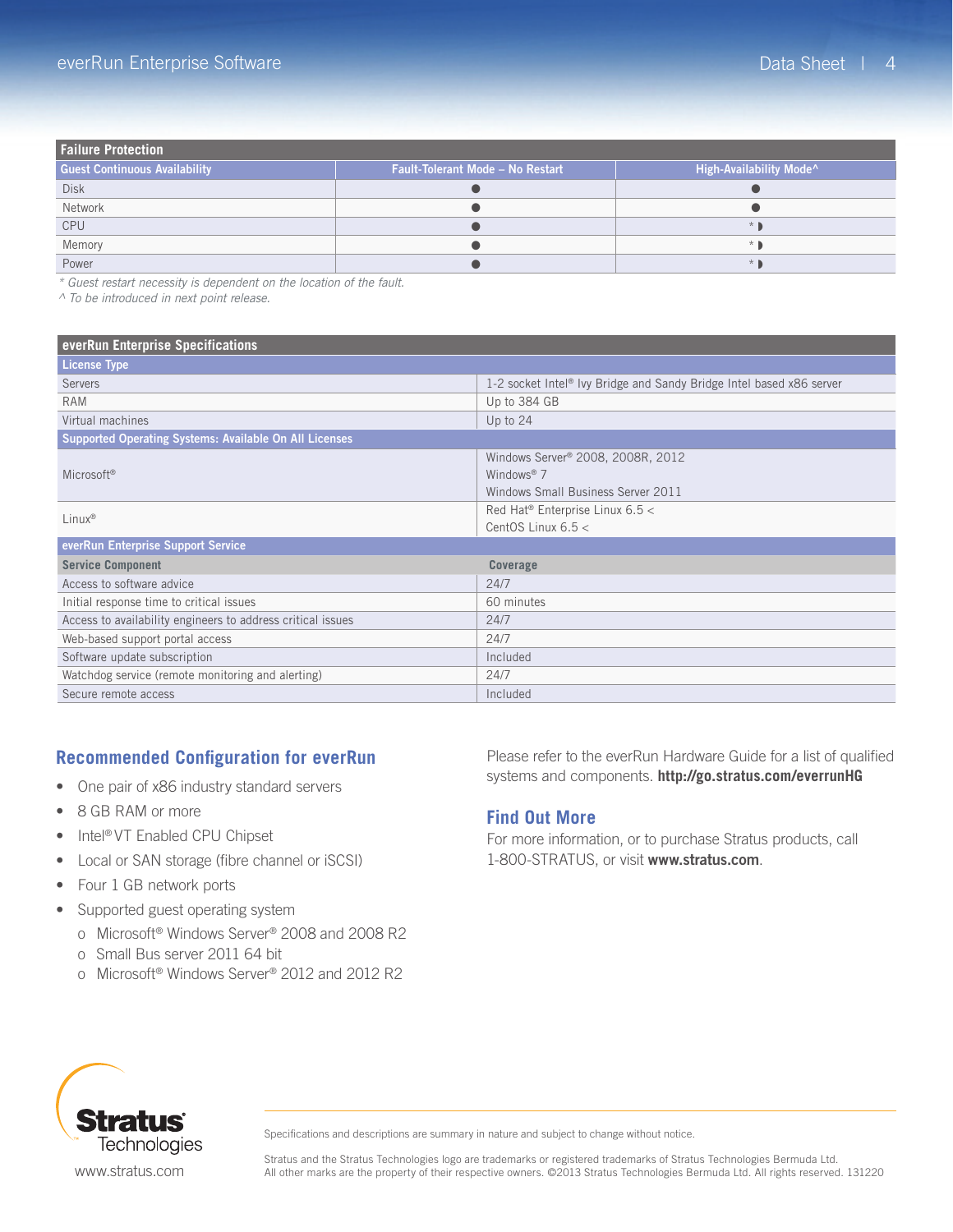| Failure Protection | | |
|---|---|---|
| **Guest Continuous Availability** | **Fault-Tolerant Mode – No Restart** | **High-Availability Mode^** |
| Disk | ● | ● |
| Network | ● | ● |
| CPU | ● | * ◗ |
| Memory | ● | * ◗ |
| Power | ● | * ◗ |

*\* Guest restart necessity is dependent on the location of the fault.*

*^ To be introduced in next point release.*

| everRun Enterprise Specifications | |
|---|---|
| **License Type** | |
| Servers | 1-2 socket Intel® Ivy Bridge and Sandy Bridge Intel based x86 server |
| RAM | Up to 384 GB |
| Virtual machines | Up to 24 |
| **Supported Operating Systems: Available On All Licenses** | |
| Microsoft® | Windows Server® 2008, 2008R, 2012<br>Windows® 7<br>Windows Small Business Server 2011 |
| Linux® | Red Hat® Enterprise Linux 6.5 <<br>CentOS Linux 6.5 < |
| **everRun Enterprise Support Service** | |
| **Service Component** | **Coverage** |
| Access to software advice | 24/7 |
| Initial response time to critical issues | 60 minutes |
| Access to availability engineers to address critical issues | 24/7 |
| Web-based support portal access | 24/7 |
| Software update subscription | Included |
| Watchdog service (remote monitoring and alerting) | 24/7 |
| Secure remote access | Included |

## Recommended Configuration for everRun

- One pair of x86 industry standard servers
- 8 GB RAM or more
- Intel® VT Enabled CPU Chipset
- Local or SAN storage (fibre channel or iSCSI)
- Four 1 GB network ports
- Supported guest operating system
  - Microsoft® Windows Server® 2008 and 2008 R2
  - Small Bus server 2011 64 bit
  - Microsoft® Windows Server® 2012 and 2012 R2

Please refer to the everRun Hardware Guide for a list of qualified systems and components. **http://go.stratus.com/everrunHG**

## Find Out More

For more information, or to purchase Stratus products, call 1-800-STRATUS, or visit **www.stratus.com**.

Stratus Technologies

www.stratus.com

Specifications and descriptions are summary in nature and subject to change without notice.

Stratus and the Stratus Technologies logo are trademarks or registered trademarks of Stratus Technologies Bermuda Ltd.
All other marks are the property of their respective owners. ©2013 Stratus Technologies Bermuda Ltd. All rights reserved. 131220